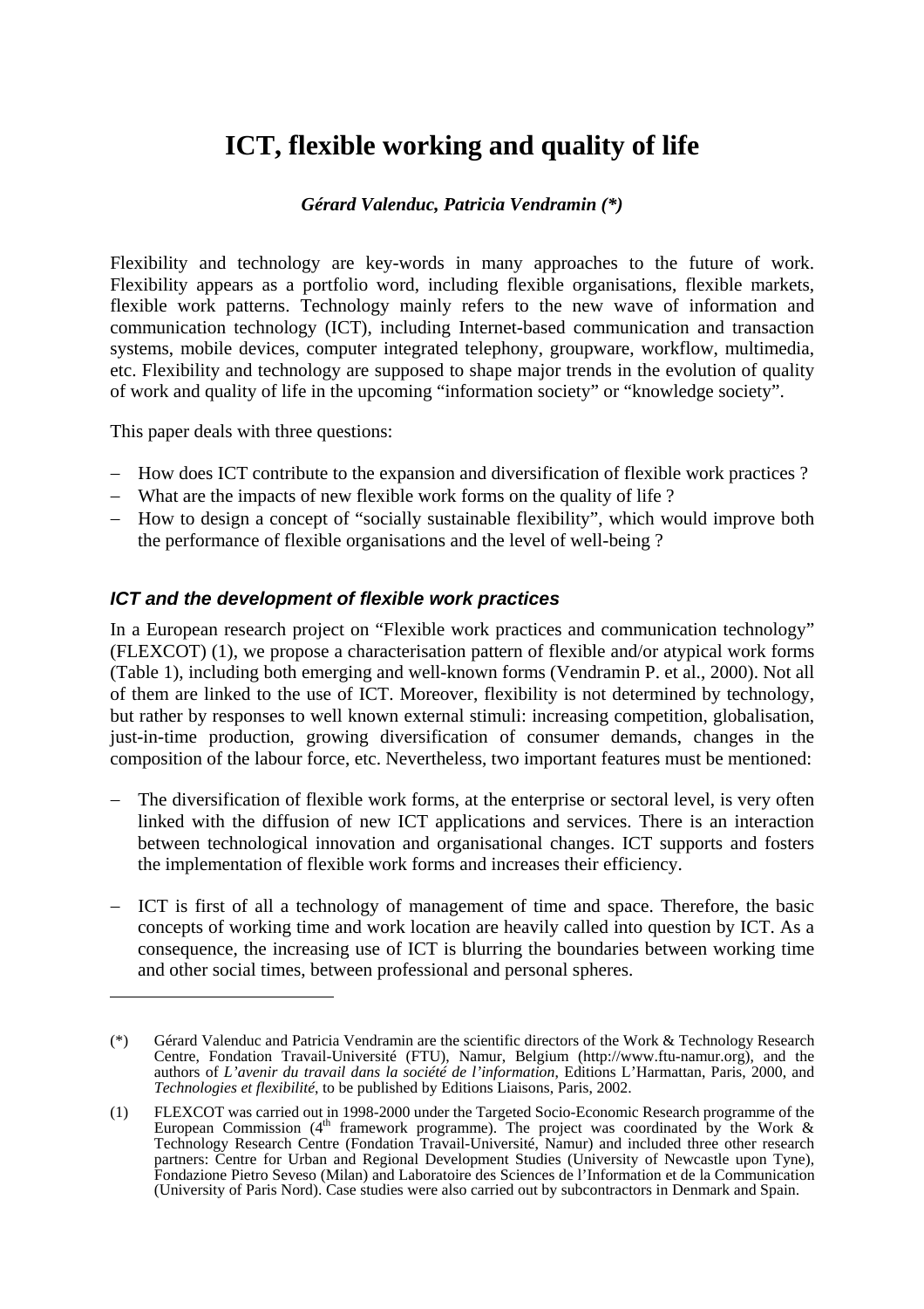# ICT, flexible working and quality of life

***Gérard Valenduc, Patricia Vendramin (\*)***

Flexibility and technology are key-words in many approaches to the future of work. Flexibility appears as a portfolio word, including flexible organisations, flexible markets, flexible work patterns. Technology mainly refers to the new wave of information and communication technology (ICT), including Internet-based communication and transaction systems, mobile devices, computer integrated telephony, groupware, workflow, multimedia, etc. Flexibility and technology are supposed to shape major trends in the evolution of quality of work and quality of life in the upcoming "information society" or "knowledge society".

This paper deals with three questions:

- How does ICT contribute to the expansion and diversification of flexible work practices ?
- What are the impacts of new flexible work forms on the quality of life ?
- How to design a concept of "socially sustainable flexibility", which would improve both the performance of flexible organisations and the level of well-being ?

### *ICT and the development of flexible work practices*

In a European research project on "Flexible work practices and communication technology" (FLEXCOT) (1), we propose a characterisation pattern of flexible and/or atypical work forms (Table 1), including both emerging and well-known forms (Vendramin P. et al., 2000). Not all of them are linked to the use of ICT. Moreover, flexibility is not determined by technology, but rather by responses to well known external stimuli: increasing competition, globalisation, just-in-time production, growing diversification of consumer demands, changes in the composition of the labour force, etc. Nevertheless, two important features must be mentioned:

- The diversification of flexible work forms, at the enterprise or sectoral level, is very often linked with the diffusion of new ICT applications and services. There is an interaction between technological innovation and organisational changes. ICT supports and fosters the implementation of flexible work forms and increases their efficiency.
- ICT is first of all a technology of management of time and space. Therefore, the basic concepts of working time and work location are heavily called into question by ICT. As a consequence, the increasing use of ICT is blurring the boundaries between working time and other social times, between professional and personal spheres.

---

(\*) Gérard Valenduc and Patricia Vendramin are the scientific directors of the Work & Technology Research Centre, Fondation Travail-Université (FTU), Namur, Belgium (http://www.ftu-namur.org), and the authors of *L'avenir du travail dans la société de l'information*, Editions L'Harmattan, Paris, 2000, and *Technologies et flexibilité*, to be published by Editions Liaisons, Paris, 2002.

(1) FLEXCOT was carried out in 1998-2000 under the Targeted Socio-Economic Research programme of the European Commission (4th framework programme). The project was coordinated by the Work & Technology Research Centre (Fondation Travail-Université, Namur) and included three other research partners: Centre for Urban and Regional Development Studies (University of Newcastle upon Tyne), Fondazione Pietro Seveso (Milan) and Laboratoire des Sciences de l'Information et de la Communication (University of Paris Nord). Case studies were also carried out by subcontractors in Denmark and Spain.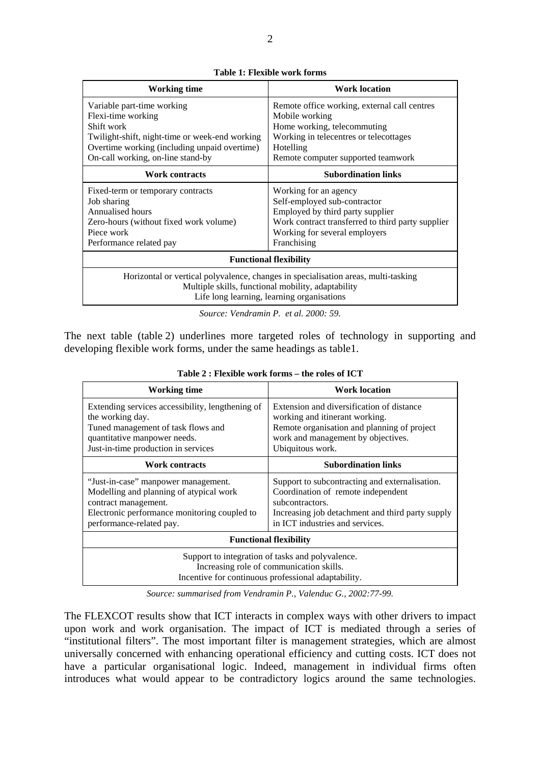**Table 1: Flexible work forms**

| Working time | Work location |
|---|---|
| Variable part-time working<br>Flexi-time working<br>Shift work<br>Twilight-shift, night-time or week-end working<br>Overtime working (including unpaid overtime)<br>On-call working, on-line stand-by | Remote office working, external call centres<br>Mobile working<br>Home working, telecommuting<br>Working in telecentres or telecottages<br>Hotelling<br>Remote computer supported teamwork |
| **Work contracts** | **Subordination links** |
| Fixed-term or temporary contracts<br>Job sharing<br>Annualised hours<br>Zero-hours (without fixed work volume)<br>Piece work<br>Performance related pay | Working for an agency<br>Self-employed sub-contractor<br>Employed by third party supplier<br>Work contract transferred to third party supplier<br>Working for several employers<br>Franchising |
| **Functional flexibility** | |
| Horizontal or vertical polyvalence, changes in specialisation areas, multi-tasking<br>Multiple skills, functional mobility, adaptability<br>Life long learning, learning organisations | |

*Source: Vendramin P. et al. 2000: 59.*

The next table (table 2) underlines more targeted roles of technology in supporting and developing flexible work forms, under the same headings as table1.

**Table 2 : Flexible work forms – the roles of ICT**

| Working time | Work location |
|---|---|
| Extending services accessibility, lengthening of the working day.<br>Tuned management of task flows and quantitative manpower needs.<br>Just-in-time production in services | Extension and diversification of distance working and itinerant working.<br>Remote organisation and planning of project work and management by objectives.<br>Ubiquitous work. |
| **Work contracts** | **Subordination links** |
| "Just-in-case" manpower management.<br>Modelling and planning of atypical work contract management.<br>Electronic performance monitoring coupled to performance-related pay. | Support to subcontracting and externalisation.<br>Coordination of remote independent subcontractors.<br>Increasing job detachment and third party supply in ICT industries and services. |
| **Functional flexibility** | |
| Support to integration of tasks and polyvalence.<br>Increasing role of communication skills.<br>Incentive for continuous professional adaptability. | |

*Source: summarised from Vendramin P., Valenduc G., 2002:77-99.*

The FLEXCOT results show that ICT interacts in complex ways with other drivers to impact upon work and work organisation. The impact of ICT is mediated through a series of "institutional filters". The most important filter is management strategies, which are almost universally concerned with enhancing operational efficiency and cutting costs. ICT does not have a particular organisational logic. Indeed, management in individual firms often introduces what would appear to be contradictory logics around the same technologies.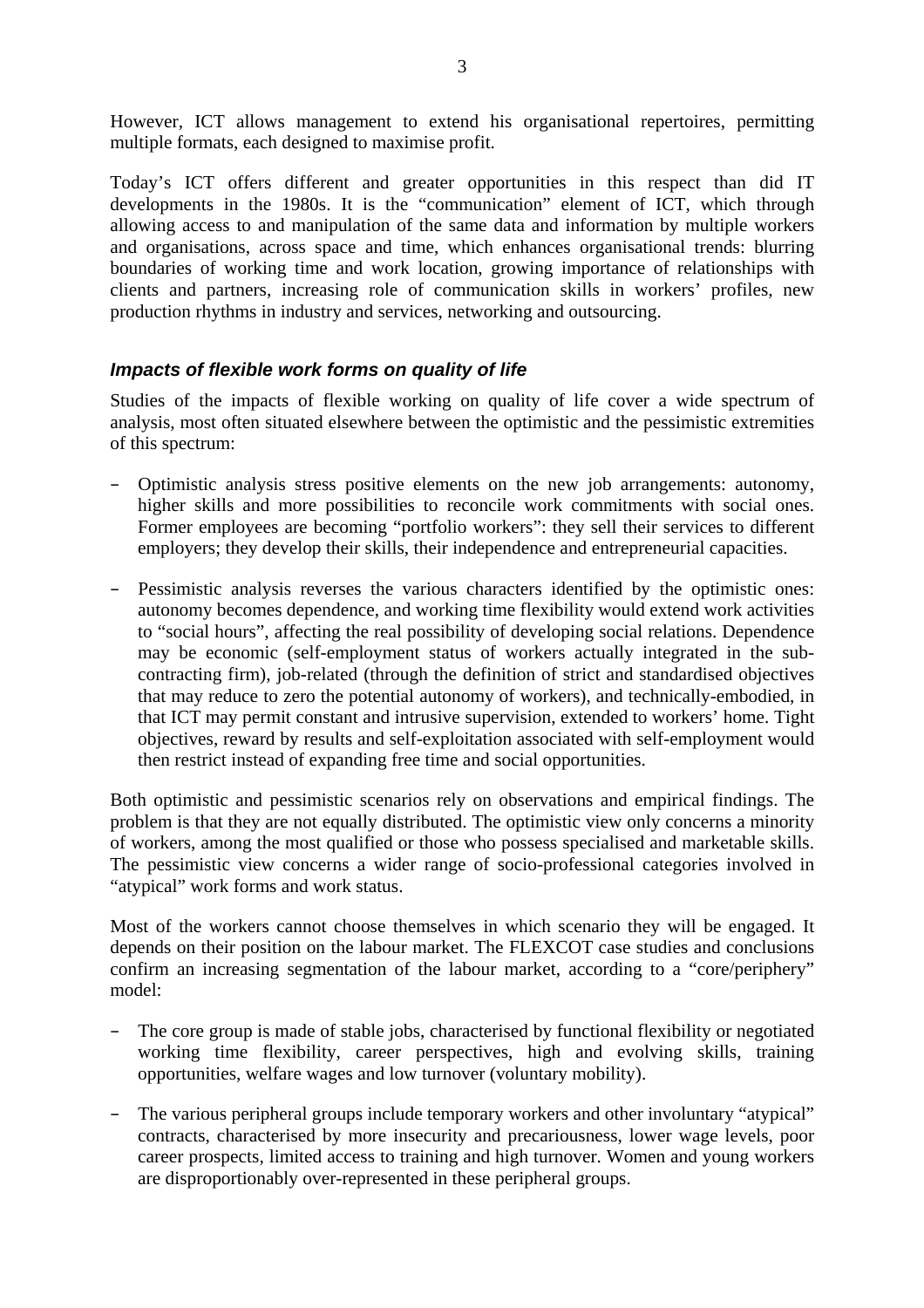However, ICT allows management to extend his organisational repertoires, permitting multiple formats, each designed to maximise profit.

Today's ICT offers different and greater opportunities in this respect than did IT developments in the 1980s. It is the "communication" element of ICT, which through allowing access to and manipulation of the same data and information by multiple workers and organisations, across space and time, which enhances organisational trends: blurring boundaries of working time and work location, growing importance of relationships with clients and partners, increasing role of communication skills in workers' profiles, new production rhythms in industry and services, networking and outsourcing.

### *Impacts of flexible work forms on quality of life*

Studies of the impacts of flexible working on quality of life cover a wide spectrum of analysis, most often situated elsewhere between the optimistic and the pessimistic extremities of this spectrum:

- Optimistic analysis stress positive elements on the new job arrangements: autonomy, higher skills and more possibilities to reconcile work commitments with social ones. Former employees are becoming "portfolio workers": they sell their services to different employers; they develop their skills, their independence and entrepreneurial capacities.
- Pessimistic analysis reverses the various characters identified by the optimistic ones: autonomy becomes dependence, and working time flexibility would extend work activities to "social hours", affecting the real possibility of developing social relations. Dependence may be economic (self-employment status of workers actually integrated in the sub-contracting firm), job-related (through the definition of strict and standardised objectives that may reduce to zero the potential autonomy of workers), and technically-embodied, in that ICT may permit constant and intrusive supervision, extended to workers' home. Tight objectives, reward by results and self-exploitation associated with self-employment would then restrict instead of expanding free time and social opportunities.

Both optimistic and pessimistic scenarios rely on observations and empirical findings. The problem is that they are not equally distributed. The optimistic view only concerns a minority of workers, among the most qualified or those who possess specialised and marketable skills. The pessimistic view concerns a wider range of socio-professional categories involved in "atypical" work forms and work status.

Most of the workers cannot choose themselves in which scenario they will be engaged. It depends on their position on the labour market. The FLEXCOT case studies and conclusions confirm an increasing segmentation of the labour market, according to a "core/periphery" model:

- The core group is made of stable jobs, characterised by functional flexibility or negotiated working time flexibility, career perspectives, high and evolving skills, training opportunities, welfare wages and low turnover (voluntary mobility).
- The various peripheral groups include temporary workers and other involuntary "atypical" contracts, characterised by more insecurity and precariousness, lower wage levels, poor career prospects, limited access to training and high turnover. Women and young workers are disproportionably over-represented in these peripheral groups.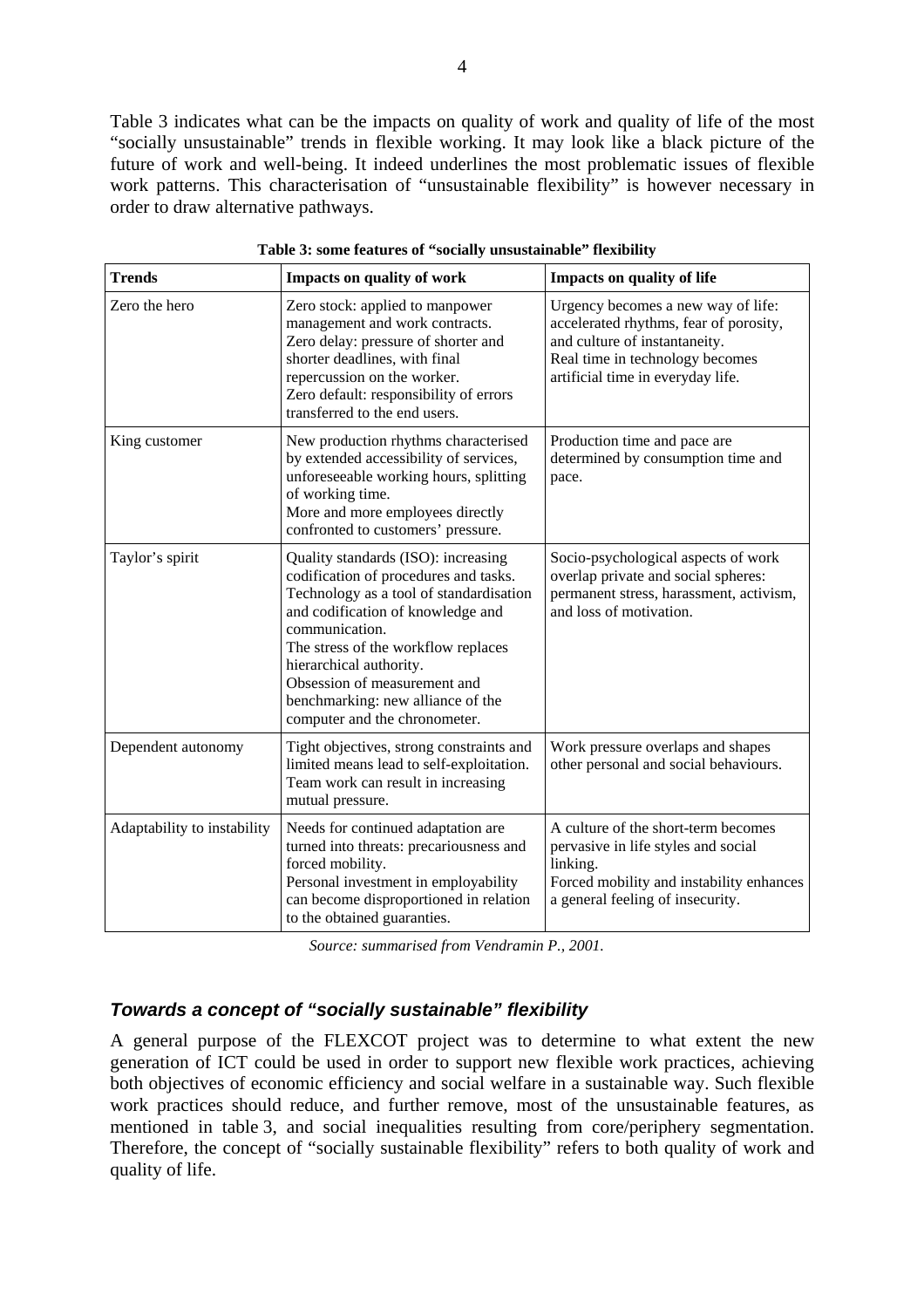Table 3 indicates what can be the impacts on quality of work and quality of life of the most "socially unsustainable" trends in flexible working. It may look like a black picture of the future of work and well-being. It indeed underlines the most problematic issues of flexible work patterns. This characterisation of "unsustainable flexibility" is however necessary in order to draw alternative pathways.

**Table 3: some features of "socially unsustainable" flexibility**

| Trends | Impacts on quality of work | Impacts on quality of life |
|---|---|---|
| Zero the hero | Zero stock: applied to manpower management and work contracts.<br>Zero delay: pressure of shorter and shorter deadlines, with final repercussion on the worker.<br>Zero default: responsibility of errors transferred to the end users. | Urgency becomes a new way of life: accelerated rhythms, fear of porosity, and culture of instantaneity.<br>Real time in technology becomes artificial time in everyday life. |
| King customer | New production rhythms characterised by extended accessibility of services, unforeseeable working hours, splitting of working time.<br>More and more employees directly confronted to customers' pressure. | Production time and pace are determined by consumption time and pace. |
| Taylor's spirit | Quality standards (ISO): increasing codification of procedures and tasks.<br>Technology as a tool of standardisation and codification of knowledge and communication.<br>The stress of the workflow replaces hierarchical authority.<br>Obsession of measurement and benchmarking: new alliance of the computer and the chronometer. | Socio-psychological aspects of work overlap private and social spheres: permanent stress, harassment, activism, and loss of motivation. |
| Dependent autonomy | Tight objectives, strong constraints and limited means lead to self-exploitation.<br>Team work can result in increasing mutual pressure. | Work pressure overlaps and shapes other personal and social behaviours. |
| Adaptability to instability | Needs for continued adaptation are turned into threats: precariousness and forced mobility.<br>Personal investment in employability can become disproportioned in relation to the obtained guaranties. | A culture of the short-term becomes pervasive in life styles and social linking.<br>Forced mobility and instability enhances a general feeling of insecurity. |

*Source: summarised from Vendramin P., 2001.*

### *Towards a concept of "socially sustainable" flexibility*

A general purpose of the FLEXCOT project was to determine to what extent the new generation of ICT could be used in order to support new flexible work practices, achieving both objectives of economic efficiency and social welfare in a sustainable way. Such flexible work practices should reduce, and further remove, most of the unsustainable features, as mentioned in table 3, and social inequalities resulting from core/periphery segmentation. Therefore, the concept of "socially sustainable flexibility" refers to both quality of work and quality of life.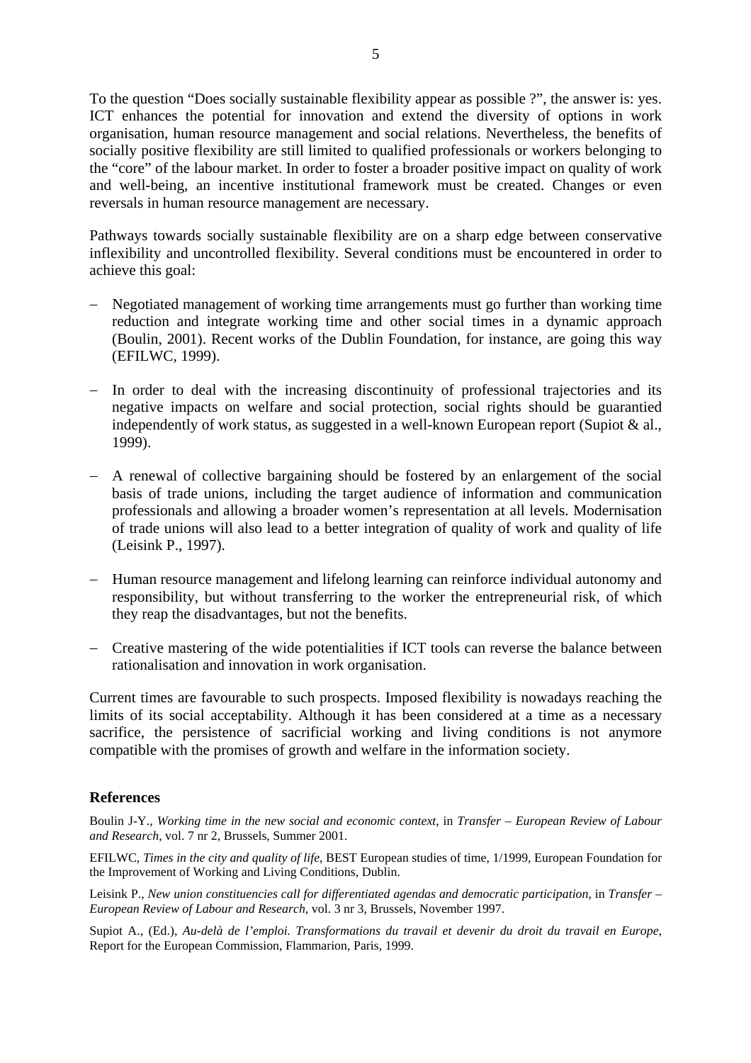To the question "Does socially sustainable flexibility appear as possible ?", the answer is: yes. ICT enhances the potential for innovation and extend the diversity of options in work organisation, human resource management and social relations. Nevertheless, the benefits of socially positive flexibility are still limited to qualified professionals or workers belonging to the "core" of the labour market. In order to foster a broader positive impact on quality of work and well-being, an incentive institutional framework must be created. Changes or even reversals in human resource management are necessary.

Pathways towards socially sustainable flexibility are on a sharp edge between conservative inflexibility and uncontrolled flexibility. Several conditions must be encountered in order to achieve this goal:

- Negotiated management of working time arrangements must go further than working time reduction and integrate working time and other social times in a dynamic approach (Boulin, 2001). Recent works of the Dublin Foundation, for instance, are going this way (EFILWC, 1999).
- In order to deal with the increasing discontinuity of professional trajectories and its negative impacts on welfare and social protection, social rights should be guarantied independently of work status, as suggested in a well-known European report (Supiot & al., 1999).
- A renewal of collective bargaining should be fostered by an enlargement of the social basis of trade unions, including the target audience of information and communication professionals and allowing a broader women's representation at all levels. Modernisation of trade unions will also lead to a better integration of quality of work and quality of life (Leisink P., 1997).
- Human resource management and lifelong learning can reinforce individual autonomy and responsibility, but without transferring to the worker the entrepreneurial risk, of which they reap the disadvantages, but not the benefits.
- Creative mastering of the wide potentialities if ICT tools can reverse the balance between rationalisation and innovation in work organisation.

Current times are favourable to such prospects. Imposed flexibility is nowadays reaching the limits of its social acceptability. Although it has been considered at a time as a necessary sacrifice, the persistence of sacrificial working and living conditions is not anymore compatible with the promises of growth and welfare in the information society.

## References

Boulin J-Y., *Working time in the new social and economic context*, in *Transfer – European Review of Labour and Research*, vol. 7 nr 2, Brussels, Summer 2001.

EFILWC, *Times in the city and quality of life*, BEST European studies of time, 1/1999, European Foundation for the Improvement of Working and Living Conditions, Dublin.

Leisink P., *New union constituencies call for differentiated agendas and democratic participation*, in *Transfer – European Review of Labour and Research*, vol. 3 nr 3, Brussels, November 1997.

Supiot A., (Ed.), *Au-delà de l'emploi. Transformations du travail et devenir du droit du travail en Europe*, Report for the European Commission, Flammarion, Paris, 1999.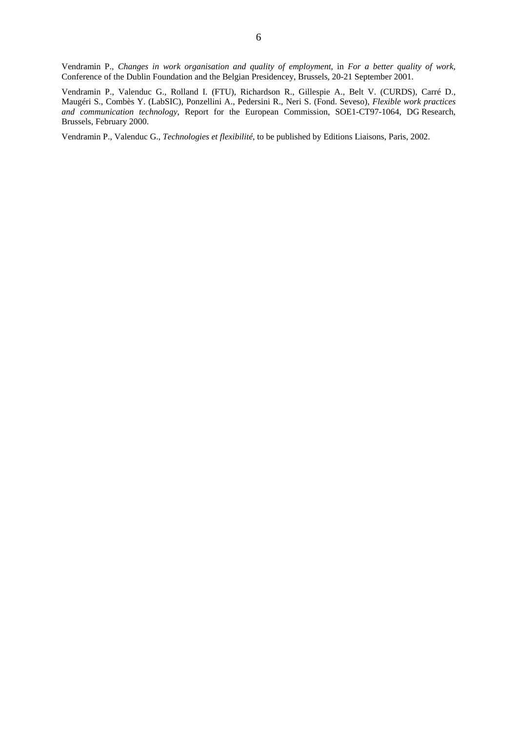Vendramin P., *Changes in work organisation and quality of employment*, in *For a better quality of work*, Conference of the Dublin Foundation and the Belgian Presidencey, Brussels, 20-21 September 2001.

Vendramin P., Valenduc G., Rolland I. (FTU), Richardson R., Gillespie A., Belt V. (CURDS), Carré D., Maugéri S., Combès Y. (LabSIC), Ponzellini A., Pedersini R., Neri S. (Fond. Seveso), *Flexible work practices and communication technology*, Report for the European Commission, SOE1-CT97-1064, DG Research, Brussels, February 2000.

Vendramin P., Valenduc G., *Technologies et flexibilité*, to be published by Editions Liaisons, Paris, 2002.